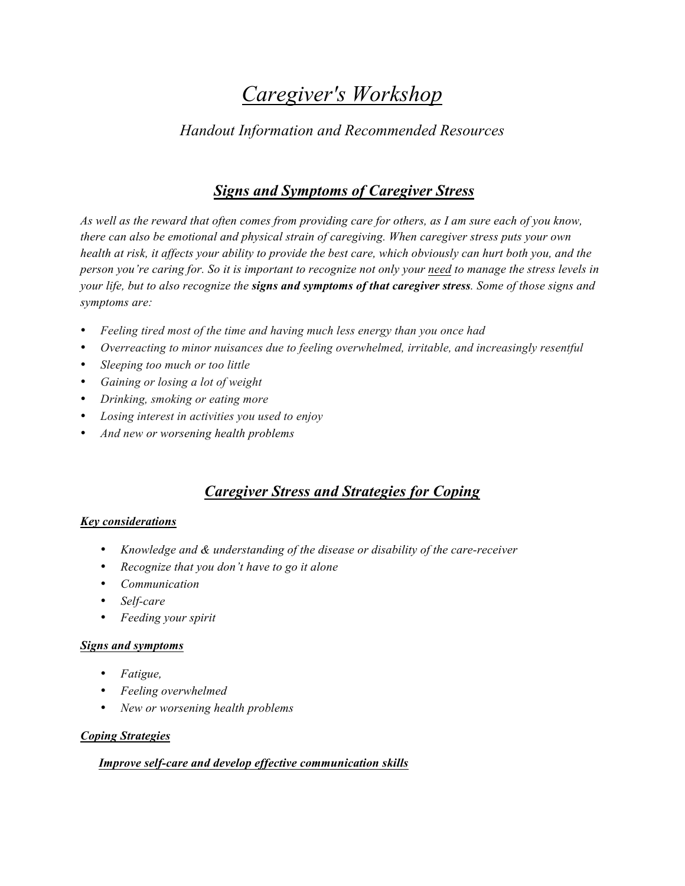# *Caregiver's Workshop*

### *Handout Information and Recommended Resources*

## ***Signs and Symptoms of Caregiver Stress***

*As well as the reward that often comes from providing care for others, as I am sure each of you know, there can also be emotional and physical strain of caregiving. When caregiver stress puts your own health at risk, it affects your ability to provide the best care, which obviously can hurt both you, and the person you're caring for. So it is important to recognize not only your need to manage the stress levels in your life, but to also recognize the **signs and symptoms of that caregiver stress**. Some of those signs and symptoms are:*

- *Feeling tired most of the time and having much less energy than you once had*
- *Overreacting to minor nuisances due to feeling overwhelmed, irritable, and increasingly resentful*
- *Sleeping too much or too little*
- *Gaining or losing a lot of weight*
- *Drinking, smoking or eating more*
- *Losing interest in activities you used to enjoy*
- *And new or worsening health problems*

## ***Caregiver Stress and Strategies for Coping***

#### ***Key considerations***

- *Knowledge and & understanding of the disease or disability of the care-receiver*
- *Recognize that you don't have to go it alone*
- *Communication*
- *Self-care*
- *Feeding your spirit*

#### ***Signs and symptoms***

- *Fatigue,*
- *Feeling overwhelmed*
- *New or worsening health problems*

#### ***Coping Strategies***

***Improve self-care and develop effective communication skills***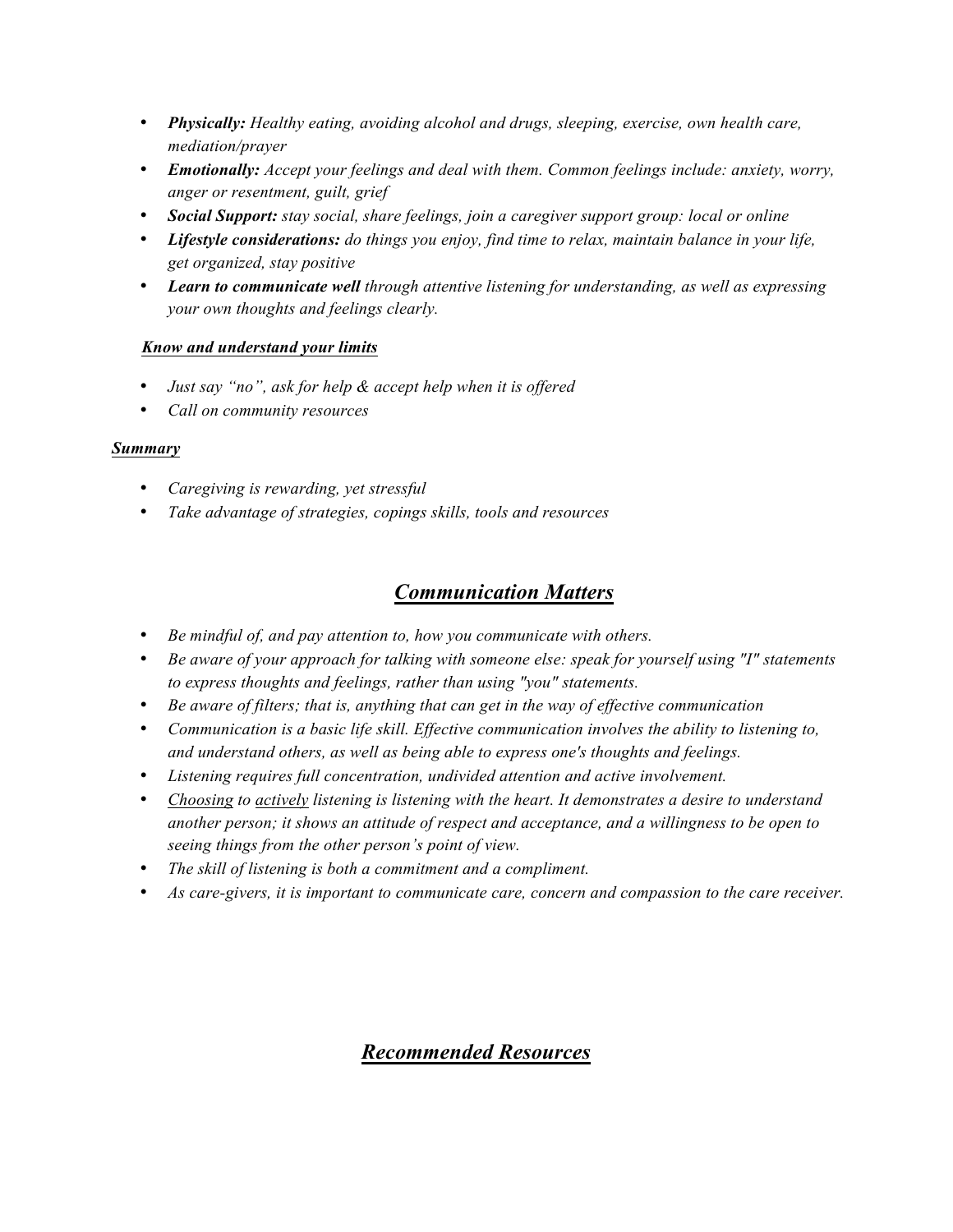- ***Physically:*** *Healthy eating, avoiding alcohol and drugs, sleeping, exercise, own health care, mediation/prayer*
- ***Emotionally:*** *Accept your feelings and deal with them. Common feelings include: anxiety, worry, anger or resentment, guilt, grief*
- ***Social Support:*** *stay social, share feelings, join a caregiver support group: local or online*
- ***Lifestyle considerations:*** *do things you enjoy, find time to relax, maintain balance in your life, get organized, stay positive*
- ***Learn to communicate well*** *through attentive listening for understanding, as well as expressing your own thoughts and feelings clearly.*

***<u>Know and understand your limits</u>***

- *Just say "no", ask for help & accept help when it is offered*
- *Call on community resources*

***<u>Summary</u>***

- *Caregiving is rewarding, yet stressful*
- *Take advantage of strategies, copings skills, tools and resources*

## ***<u>Communication Matters</u>***

- *Be mindful of, and pay attention to, how you communicate with others.*
- *Be aware of your approach for talking with someone else: speak for yourself using "I" statements to express thoughts and feelings, rather than using "you" statements.*
- *Be aware of filters; that is, anything that can get in the way of effective communication*
- *Communication is a basic life skill. Effective communication involves the ability to listening to, and understand others, as well as being able to express one's thoughts and feelings.*
- *Listening requires full concentration, undivided attention and active involvement.*
- *<u>Choosing</u> to <u>actively</u> listening is listening with the heart. It demonstrates a desire to understand another person; it shows an attitude of respect and acceptance, and a willingness to be open to seeing things from the other person's point of view.*
- *The skill of listening is both a commitment and a compliment.*
- *As care-givers, it is important to communicate care, concern and compassion to the care receiver.*

## ***<u>Recommended Resources</u>***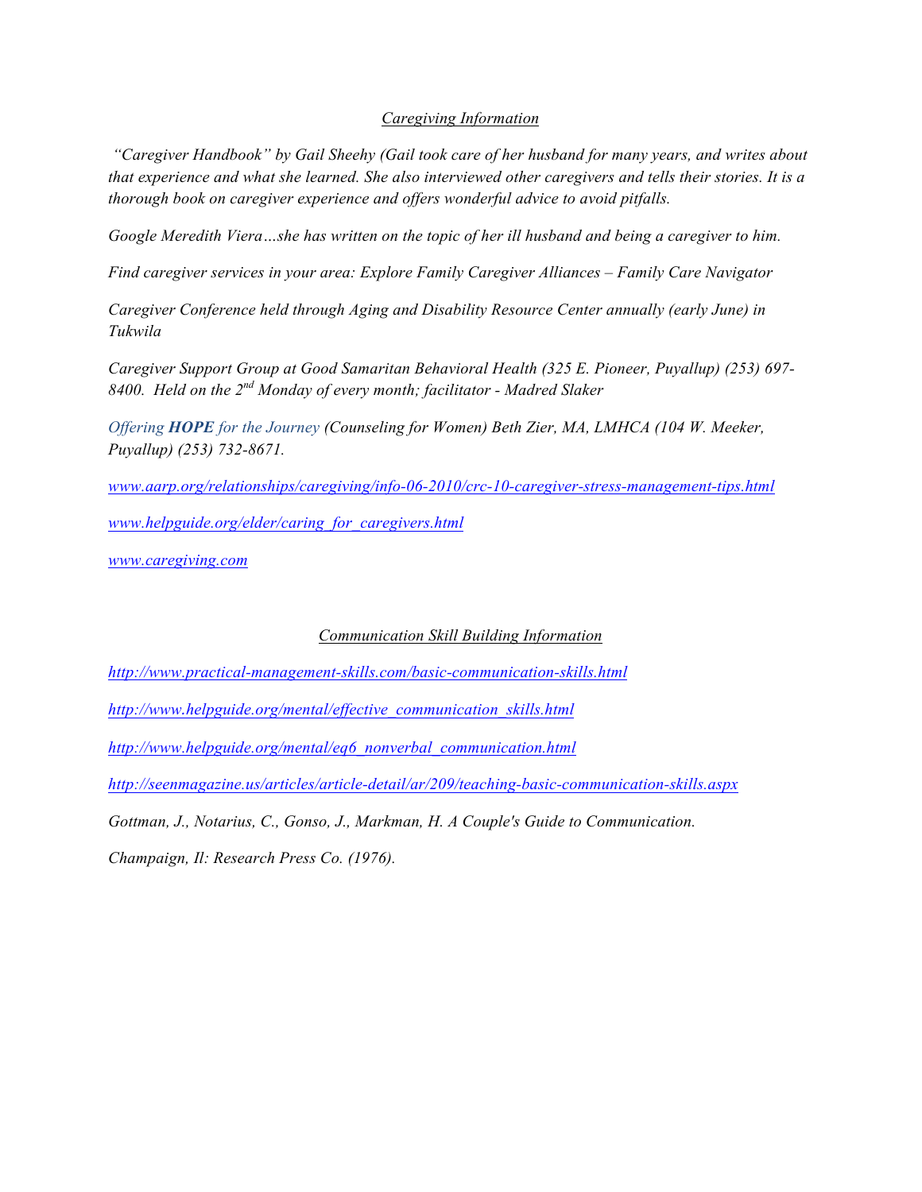## *Caregiving Information*

*"Caregiver Handbook" by Gail Sheehy (Gail took care of her husband for many years, and writes about that experience and what she learned. She also interviewed other caregivers and tells their stories. It is a thorough book on caregiver experience and offers wonderful advice to avoid pitfalls.*

*Google Meredith Viera…she has written on the topic of her ill husband and being a caregiver to him.*

*Find caregiver services in your area: Explore Family Caregiver Alliances – Family Care Navigator*

*Caregiver Conference held through Aging and Disability Resource Center annually (early June) in Tukwila*

*Caregiver Support Group at Good Samaritan Behavioral Health (325 E. Pioneer, Puyallup) (253) 697-8400. Held on the 2nd Monday of every month; facilitator - Madred Slaker*

*Offering **HOPE** for the Journey (Counseling for Women) Beth Zier, MA, LMHCA (104 W. Meeker, Puyallup) (253) 732-8671.*

*www.aarp.org/relationships/caregiving/info-06-2010/crc-10-caregiver-stress-management-tips.html*

*www.helpguide.org/elder/caring_for_caregivers.html*

*www.caregiving.com*

## *Communication Skill Building Information*

*http://www.practical-management-skills.com/basic-communication-skills.html*

*http://www.helpguide.org/mental/effective_communication_skills.html*

*http://www.helpguide.org/mental/eq6_nonverbal_communication.html*

*http://seenmagazine.us/articles/article-detail/ar/209/teaching-basic-communication-skills.aspx*

*Gottman, J., Notarius, C., Gonso, J., Markman, H. A Couple's Guide to Communication.*

*Champaign, Il: Research Press Co. (1976).*